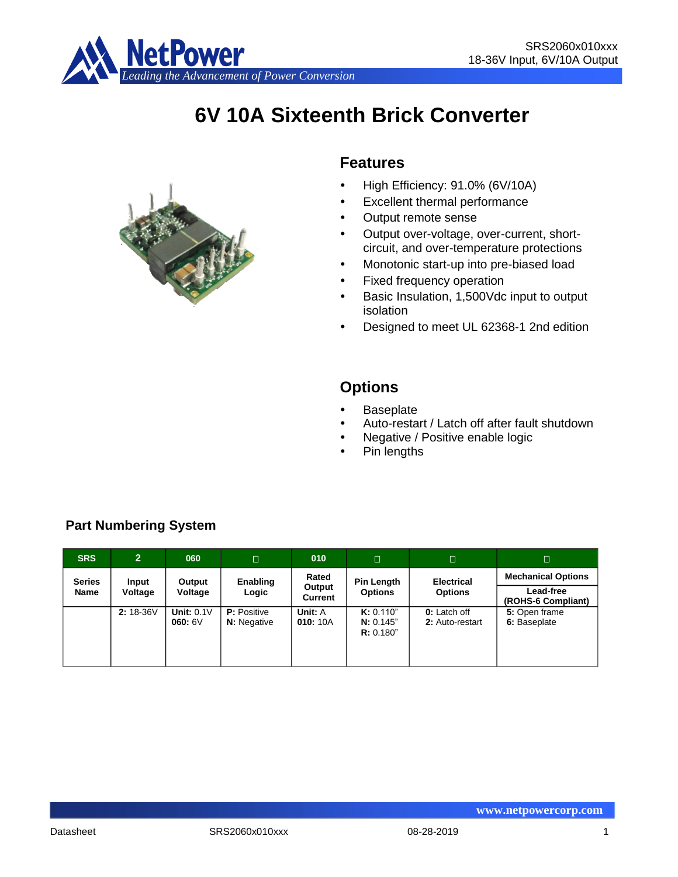# 6V 10A Sixteenth Brick Converter

## Features

- High Efficiency: 91.0% (6V/10A)
- Excellent thermal performance
- Output remote sense
- Output over-voltage, over-current, short-circuit, and over-temperature protections
- Monotonic start-up into pre-biased load
- Fixed frequency operation
- Basic Insulation, 1,500Vdc input to output isolation
- Designed to meet UL 62368-1 2nd edition

## Options

- Baseplate
- Auto-restart / Latch off after fault shutdown
- Negative / Positive enable logic
- Pin lengths

### Part Numbering System

| SRS | 2 | 060 | □ | 010 | □ | □ | □ |
|---|---|---|---|---|---|---|---|
| **Series Name** | **Input Voltage** | **Output Voltage** | **Enabling Logic** | **Rated Output Current** | **Pin Length Options** | **Electrical Options** | **Mechanical Options** **Lead-free (ROHS-6 Compliant)** |
| | **2:** 18-36V | **Unit:** 0.1V **060:** 6V | **P:** Positive **N:** Negative | **Unit:** A **010:** 10A | **K:** 0.110" **N:** 0.145" **R:** 0.180" | **0:** Latch off **2:** Auto-restart | **5:** Open frame **6:** Baseplate |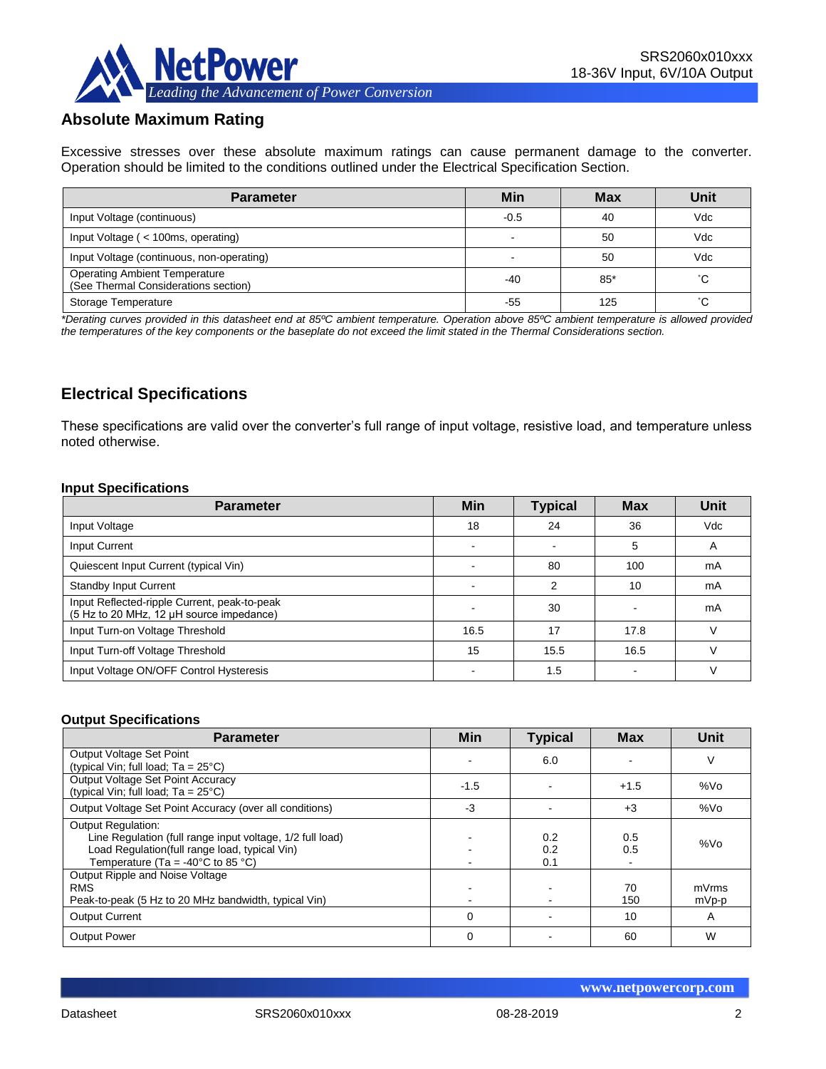## Absolute Maximum Rating

Excessive stresses over these absolute maximum ratings can cause permanent damage to the converter. Operation should be limited to the conditions outlined under the Electrical Specification Section.

| Parameter | Min | Max | Unit |
|---|---|---|---|
| Input Voltage (continuous) | -0.5 | 40 | Vdc |
| Input Voltage ( < 100ms, operating) | - | 50 | Vdc |
| Input Voltage (continuous, non-operating) | - | 50 | Vdc |
| Operating Ambient Temperature (See Thermal Considerations section) | -40 | 85* | ˚C |
| Storage Temperature | -55 | 125 | ˚C |

*\*Derating curves provided in this datasheet end at 85ºC ambient temperature. Operation above 85ºC ambient temperature is allowed provided the temperatures of the key components or the baseplate do not exceed the limit stated in the Thermal Considerations section.*

## Electrical Specifications

These specifications are valid over the converter's full range of input voltage, resistive load, and temperature unless noted otherwise.

**Input Specifications**

| Parameter | Min | Typical | Max | Unit |
|---|---|---|---|---|
| Input Voltage | 18 | 24 | 36 | Vdc |
| Input Current | - | - | 5 | A |
| Quiescent Input Current (typical Vin) | - | 80 | 100 | mA |
| Standby Input Current | - | 2 | 10 | mA |
| Input Reflected-ripple Current, peak-to-peak (5 Hz to 20 MHz, 12 μH source impedance) | - | 30 | - | mA |
| Input Turn-on Voltage Threshold | 16.5 | 17 | 17.8 | V |
| Input Turn-off Voltage Threshold | 15 | 15.5 | 16.5 | V |
| Input Voltage ON/OFF Control Hysteresis | - | 1.5 | - | V |

**Output Specifications**

| Parameter | Min | Typical | Max | Unit |
|---|---|---|---|---|
| Output Voltage Set Point (typical Vin; full load; Ta = 25°C) | - | 6.0 | - | V |
| Output Voltage Set Point Accuracy (typical Vin; full load; Ta = 25°C) | -1.5 | - | +1.5 | %Vo |
| Output Voltage Set Point Accuracy (over all conditions) | -3 | - | +3 | %Vo |
| Output Regulation:<br>Line Regulation (full range input voltage, 1/2 full load)<br>Load Regulation(full range load, typical Vin)<br>Temperature (Ta = -40°C to 85 °C) | <br>-<br>-<br>- | <br>0.2<br>0.2<br>0.1 | <br>0.5<br>0.5<br>- | %Vo |
| Output Ripple and Noise Voltage<br>RMS<br>Peak-to-peak (5 Hz to 20 MHz bandwidth, typical Vin) | <br>-<br>- | <br>-<br>- | <br>70<br>150 | <br>mVrms<br>mVp-p |
| Output Current | 0 | - | 10 | A |
| Output Power | 0 | - | 60 | W |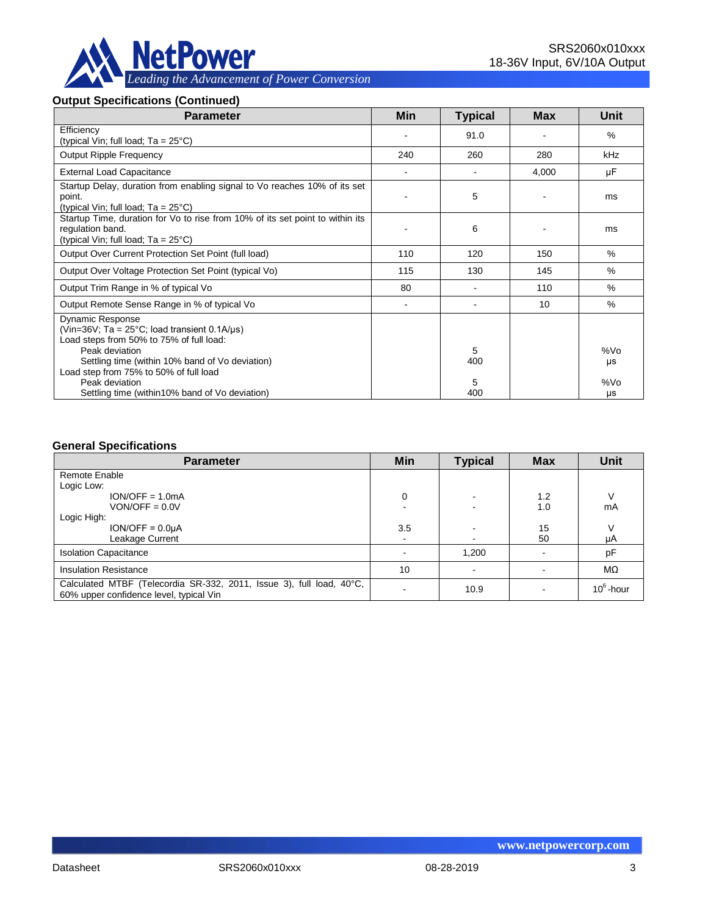### Output Specifications (Continued)

| Parameter | Min | Typical | Max | Unit |
|---|---|---|---|---|
| Efficiency (typical Vin; full load; Ta = 25°C) | - | 91.0 | - | % |
| Output Ripple Frequency | 240 | 260 | 280 | kHz |
| External Load Capacitance | - | - | 4,000 | µF |
| Startup Delay, duration from enabling signal to Vo reaches 10% of its set point. (typical Vin; full load; Ta = 25°C) | - | 5 | - | ms |
| Startup Time, duration for Vo to rise from 10% of its set point to within its regulation band. (typical Vin; full load; Ta = 25°C) | - | 6 | - | ms |
| Output Over Current Protection Set Point (full load) | 110 | 120 | 150 | % |
| Output Over Voltage Protection Set Point (typical Vo) | 115 | 130 | 145 | % |
| Output Trim Range in % of typical Vo | 80 | - | 110 | % |
| Output Remote Sense Range in % of typical Vo | - | - | 10 | % |
| Dynamic Response (Vin=36V; Ta = 25°C; load transient 0.1A/µs) | | | | |
| Load steps from 50% to 75% of full load: | | | | |
| Peak deviation | | 5 | | %Vo |
| Settling time (within 10% band of Vo deviation) | | 400 | | µs |
| Load step from 75% to 50% of full load | | | | |
| Peak deviation | | 5 | | %Vo |
| Settling time (within10% band of Vo deviation) | | 400 | | µs |

### General Specifications

| Parameter | Min | Typical | Max | Unit |
|---|---|---|---|---|
| Remote Enable | | | | |
| Logic Low: | | | | |
| ION/OFF = 1.0mA | 0 | - | 1.2 | V |
| VON/OFF = 0.0V | - | - | 1.0 | mA |
| Logic High: | | | | |
| ION/OFF = 0.0µA | 3.5 | - | 15 | V |
| Leakage Current | - | - | 50 | µA |
| Isolation Capacitance | - | 1,200 | - | pF |
| Insulation Resistance | 10 | - | - | MΩ |
| Calculated MTBF (Telecordia SR-332, 2011, Issue 3), full load, 40°C, 60% upper confidence level, typical Vin | - | 10.9 | - | $10^6$-hour |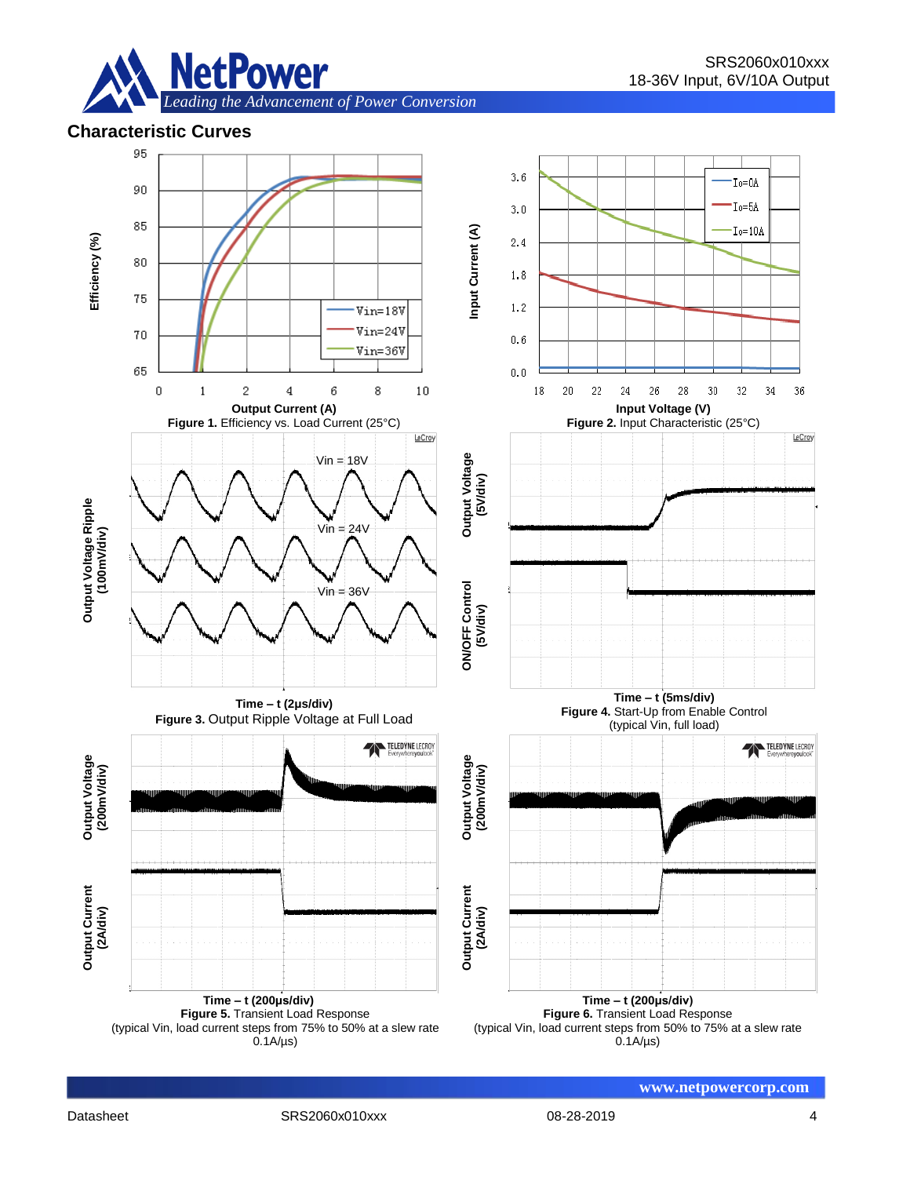## Characteristic Curves

Output Current (A)
**Figure 1.** Efficiency vs. Load Current (25°C)

Input Voltage (V)
**Figure 2.** Input Characteristic (25°C)

Time – t (2μs/div)
**Figure 3.** Output Ripple Voltage at Full Load

Time – t (5ms/div)
**Figure 4.** Start-Up from Enable Control
(typical Vin, full load)

Time – t (200μs/div)
**Figure 5.** Transient Load Response
(typical Vin, load current steps from 75% to 50% at a slew rate 0.1A/μs)

Time – t (200μs/div)
**Figure 6.** Transient Load Response
(typical Vin, load current steps from 50% to 75% at a slew rate 0.1A/μs)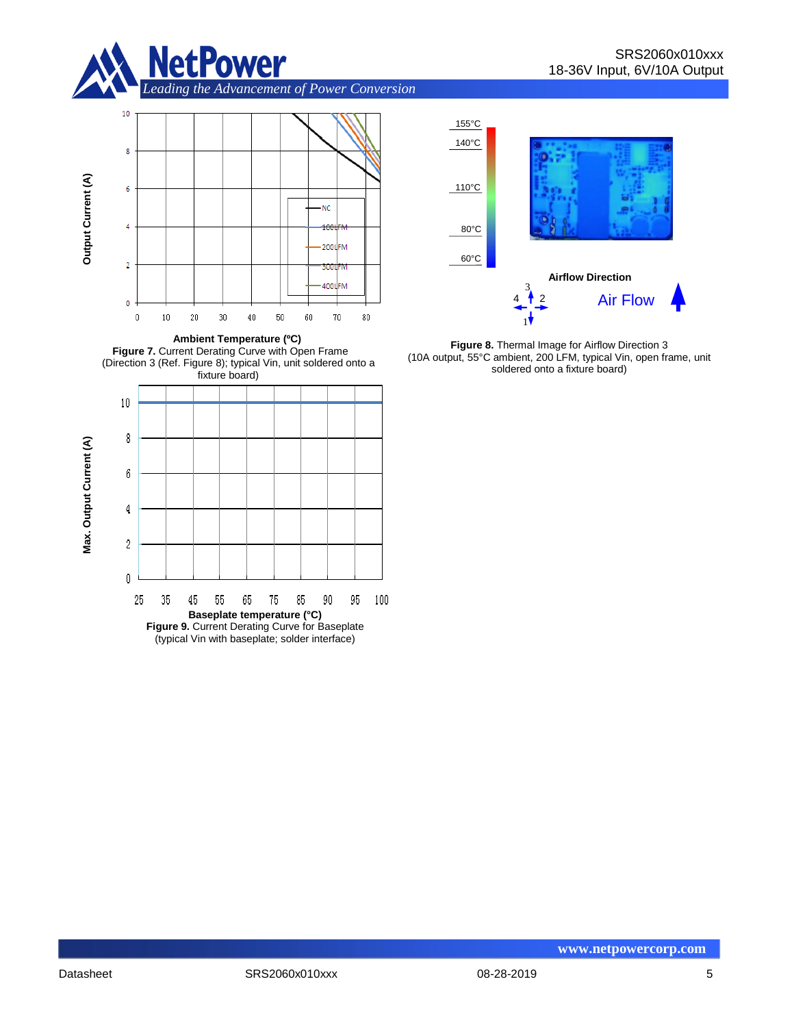**Figure 7.** Current Derating Curve with Open Frame (Direction 3 (Ref. Figure 8); typical Vin, unit soldered onto a fixture board)

**Figure 8.** Thermal Image for Airflow Direction 3 (10A output, 55°C ambient, 200 LFM, typical Vin, open frame, unit soldered onto a fixture board)

**Figure 9.** Current Derating Curve for Baseplate (typical Vin with baseplate; solder interface)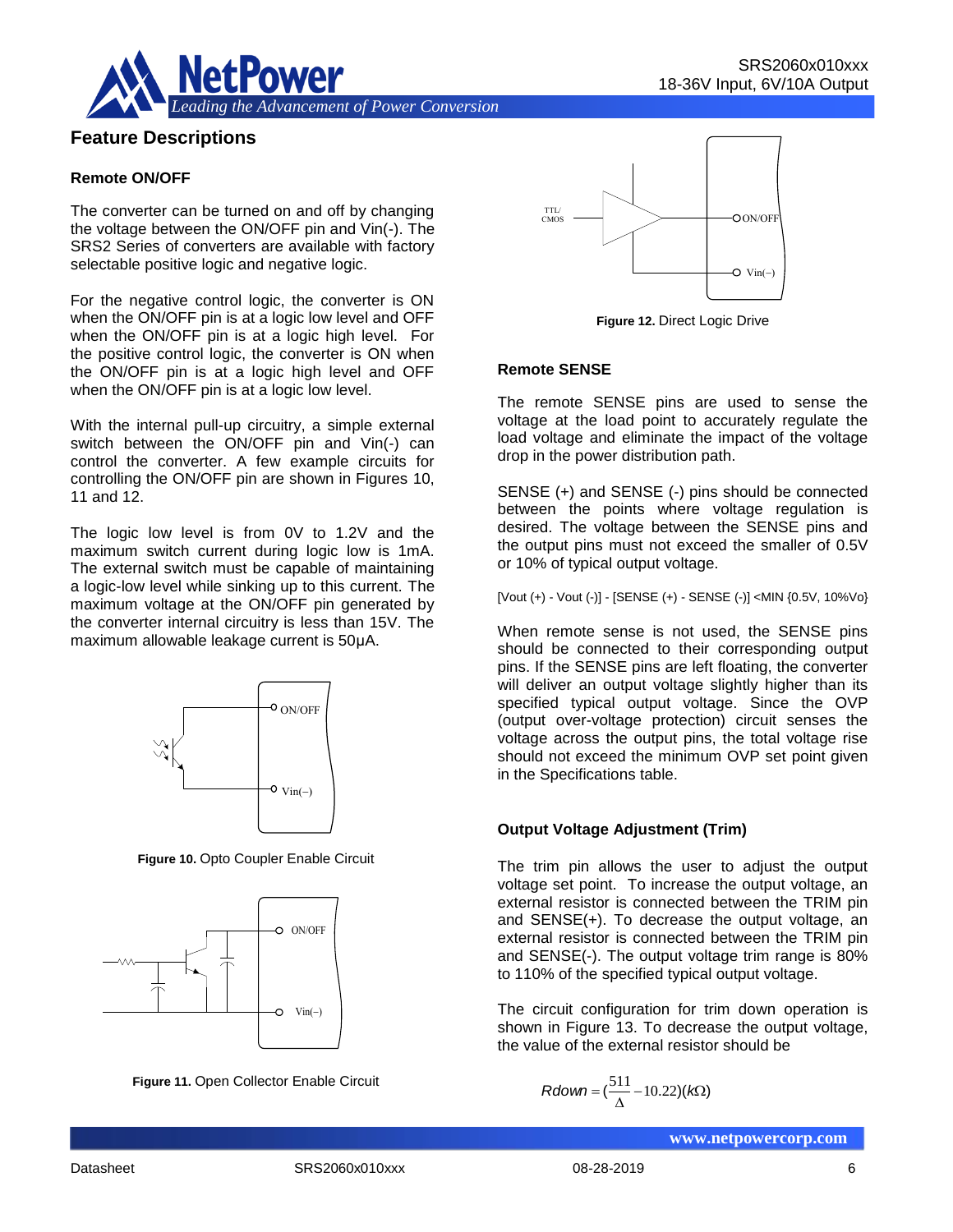## Feature Descriptions

### Remote ON/OFF

The converter can be turned on and off by changing the voltage between the ON/OFF pin and Vin(-). The SRS2 Series of converters are available with factory selectable positive logic and negative logic.

For the negative control logic, the converter is ON when the ON/OFF pin is at a logic low level and OFF when the ON/OFF pin is at a logic high level. For the positive control logic, the converter is ON when the ON/OFF pin is at a logic high level and OFF when the ON/OFF pin is at a logic low level.

With the internal pull-up circuitry, a simple external switch between the ON/OFF pin and Vin(-) can control the converter. A few example circuits for controlling the ON/OFF pin are shown in Figures 10, 11 and 12.

The logic low level is from 0V to 1.2V and the maximum switch current during logic low is 1mA. The external switch must be capable of maintaining a logic-low level while sinking up to this current. The maximum voltage at the ON/OFF pin generated by the converter internal circuitry is less than 15V. The maximum allowable leakage current is 50µA.

**Figure 10.** Opto Coupler Enable Circuit

**Figure 11.** Open Collector Enable Circuit

**Figure 12.** Direct Logic Drive

### Remote SENSE

The remote SENSE pins are used to sense the voltage at the load point to accurately regulate the load voltage and eliminate the impact of the voltage drop in the power distribution path.

SENSE (+) and SENSE (-) pins should be connected between the points where voltage regulation is desired. The voltage between the SENSE pins and the output pins must not exceed the smaller of 0.5V or 10% of typical output voltage.

[Vout (+) - Vout (-)] - [SENSE (+) - SENSE (-)] <MIN {0.5V, 10%Vo}

When remote sense is not used, the SENSE pins should be connected to their corresponding output pins. If the SENSE pins are left floating, the converter will deliver an output voltage slightly higher than its specified typical output voltage. Since the OVP (output over-voltage protection) circuit senses the voltage across the output pins, the total voltage rise should not exceed the minimum OVP set point given in the Specifications table.

### Output Voltage Adjustment (Trim)

The trim pin allows the user to adjust the output voltage set point. To increase the output voltage, an external resistor is connected between the TRIM pin and SENSE(+). To decrease the output voltage, an external resistor is connected between the TRIM pin and SENSE(-). The output voltage trim range is 80% to 110% of the specified typical output voltage.

The circuit configuration for trim down operation is shown in Figure 13. To decrease the output voltage, the value of the external resistor should be

$$Rdown = \left(\frac{511}{\Delta} - 10.22\right)(k\Omega)$$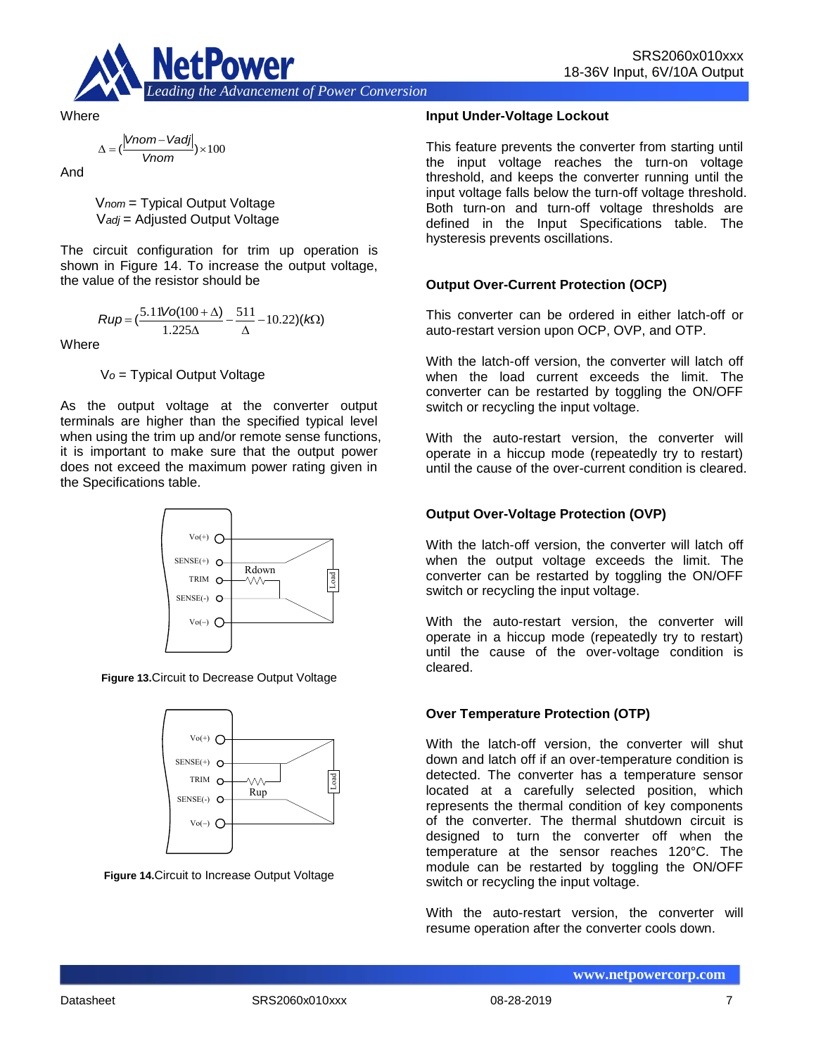Where

$$\Delta = \left(\frac{|Vnom - Vadj|}{Vnom}\right) \times 100$$

And

$V_{nom}$ = Typical Output Voltage
$V_{adj}$ = Adjusted Output Voltage

The circuit configuration for trim up operation is shown in Figure 14. To increase the output voltage, the value of the resistor should be

$$Rup = \left(\frac{5.11Vo(100+\Delta)}{1.225\Delta} - \frac{511}{\Delta} - 10.22\right)(k\Omega)$$

Where

$V_o$ = Typical Output Voltage

As the output voltage at the converter output terminals are higher than the specified typical level when using the trim up and/or remote sense functions, it is important to make sure that the output power does not exceed the maximum power rating given in the Specifications table.

**Figure 13.**Circuit to Decrease Output Voltage

**Figure 14.**Circuit to Increase Output Voltage

### Input Under-Voltage Lockout

This feature prevents the converter from starting until the input voltage reaches the turn-on voltage threshold, and keeps the converter running until the input voltage falls below the turn-off voltage threshold. Both turn-on and turn-off voltage thresholds are defined in the Input Specifications table. The hysteresis prevents oscillations.

### Output Over-Current Protection (OCP)

This converter can be ordered in either latch-off or auto-restart version upon OCP, OVP, and OTP.

With the latch-off version, the converter will latch off when the load current exceeds the limit. The converter can be restarted by toggling the ON/OFF switch or recycling the input voltage.

With the auto-restart version, the converter will operate in a hiccup mode (repeatedly try to restart) until the cause of the over-current condition is cleared.

### Output Over-Voltage Protection (OVP)

With the latch-off version, the converter will latch off when the output voltage exceeds the limit. The converter can be restarted by toggling the ON/OFF switch or recycling the input voltage.

With the auto-restart version, the converter will operate in a hiccup mode (repeatedly try to restart) until the cause of the over-voltage condition is cleared.

### Over Temperature Protection (OTP)

With the latch-off version, the converter will shut down and latch off if an over-temperature condition is detected. The converter has a temperature sensor located at a carefully selected position, which represents the thermal condition of key components of the converter. The thermal shutdown circuit is designed to turn the converter off when the temperature at the sensor reaches 120°C. The module can be restarted by toggling the ON/OFF switch or recycling the input voltage.

With the auto-restart version, the converter will resume operation after the converter cools down.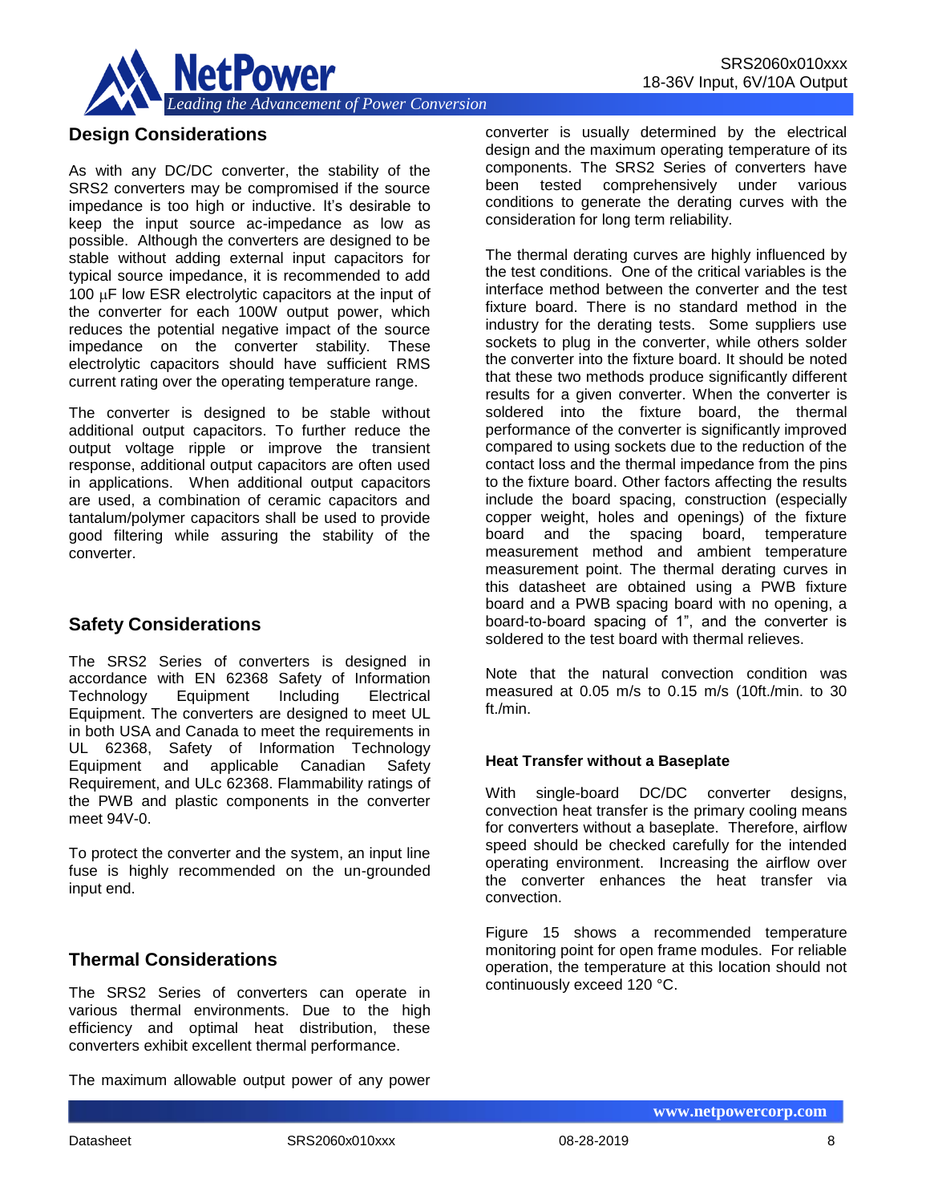## Design Considerations

As with any DC/DC converter, the stability of the SRS2 converters may be compromised if the source impedance is too high or inductive. It's desirable to keep the input source ac-impedance as low as possible. Although the converters are designed to be stable without adding external input capacitors for typical source impedance, it is recommended to add 100 μF low ESR electrolytic capacitors at the input of the converter for each 100W output power, which reduces the potential negative impact of the source impedance on the converter stability. These electrolytic capacitors should have sufficient RMS current rating over the operating temperature range.

The converter is designed to be stable without additional output capacitors. To further reduce the output voltage ripple or improve the transient response, additional output capacitors are often used in applications. When additional output capacitors are used, a combination of ceramic capacitors and tantalum/polymer capacitors shall be used to provide good filtering while assuring the stability of the converter.

## Safety Considerations

The SRS2 Series of converters is designed in accordance with EN 62368 Safety of Information Technology Equipment Including Electrical Equipment. The converters are designed to meet UL in both USA and Canada to meet the requirements in UL 62368, Safety of Information Technology Equipment and applicable Canadian Safety Requirement, and ULc 62368. Flammability ratings of the PWB and plastic components in the converter meet 94V-0.

To protect the converter and the system, an input line fuse is highly recommended on the un-grounded input end.

## Thermal Considerations

The SRS2 Series of converters can operate in various thermal environments. Due to the high efficiency and optimal heat distribution, these converters exhibit excellent thermal performance.

The maximum allowable output power of any power converter is usually determined by the electrical design and the maximum operating temperature of its components. The SRS2 Series of converters have been tested comprehensively under various conditions to generate the derating curves with the consideration for long term reliability.

The thermal derating curves are highly influenced by the test conditions. One of the critical variables is the interface method between the converter and the test fixture board. There is no standard method in the industry for the derating tests. Some suppliers use sockets to plug in the converter, while others solder the converter into the fixture board. It should be noted that these two methods produce significantly different results for a given converter. When the converter is soldered into the fixture board, the thermal performance of the converter is significantly improved compared to using sockets due to the reduction of the contact loss and the thermal impedance from the pins to the fixture board. Other factors affecting the results include the board spacing, construction (especially copper weight, holes and openings) of the fixture board and the spacing board, temperature measurement method and ambient temperature measurement point. The thermal derating curves in this datasheet are obtained using a PWB fixture board and a PWB spacing board with no opening, a board-to-board spacing of 1", and the converter is soldered to the test board with thermal relieves.

Note that the natural convection condition was measured at 0.05 m/s to 0.15 m/s (10ft./min. to 30 ft./min.

#### Heat Transfer without a Baseplate

With single-board DC/DC converter designs, convection heat transfer is the primary cooling means for converters without a baseplate. Therefore, airflow speed should be checked carefully for the intended operating environment. Increasing the airflow over the converter enhances the heat transfer via convection.

Figure 15 shows a recommended temperature monitoring point for open frame modules. For reliable operation, the temperature at this location should not continuously exceed 120 °C.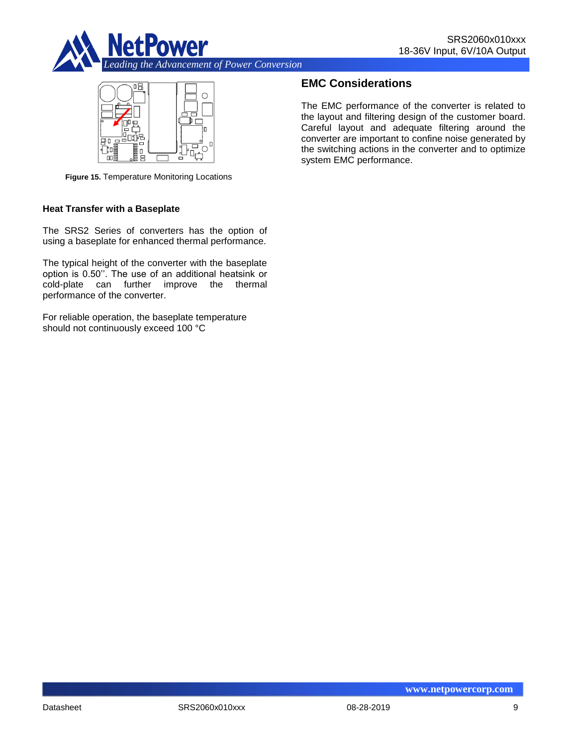**Figure 15.** Temperature Monitoring Locations

### Heat Transfer with a Baseplate

The SRS2 Series of converters has the option of using a baseplate for enhanced thermal performance.

The typical height of the converter with the baseplate option is 0.50''. The use of an additional heatsink or cold-plate can further improve the thermal performance of the converter.

For reliable operation, the baseplate temperature should not continuously exceed 100 °C

## EMC Considerations

The EMC performance of the converter is related to the layout and filtering design of the customer board. Careful layout and adequate filtering around the converter are important to confine noise generated by the switching actions in the converter and to optimize system EMC performance.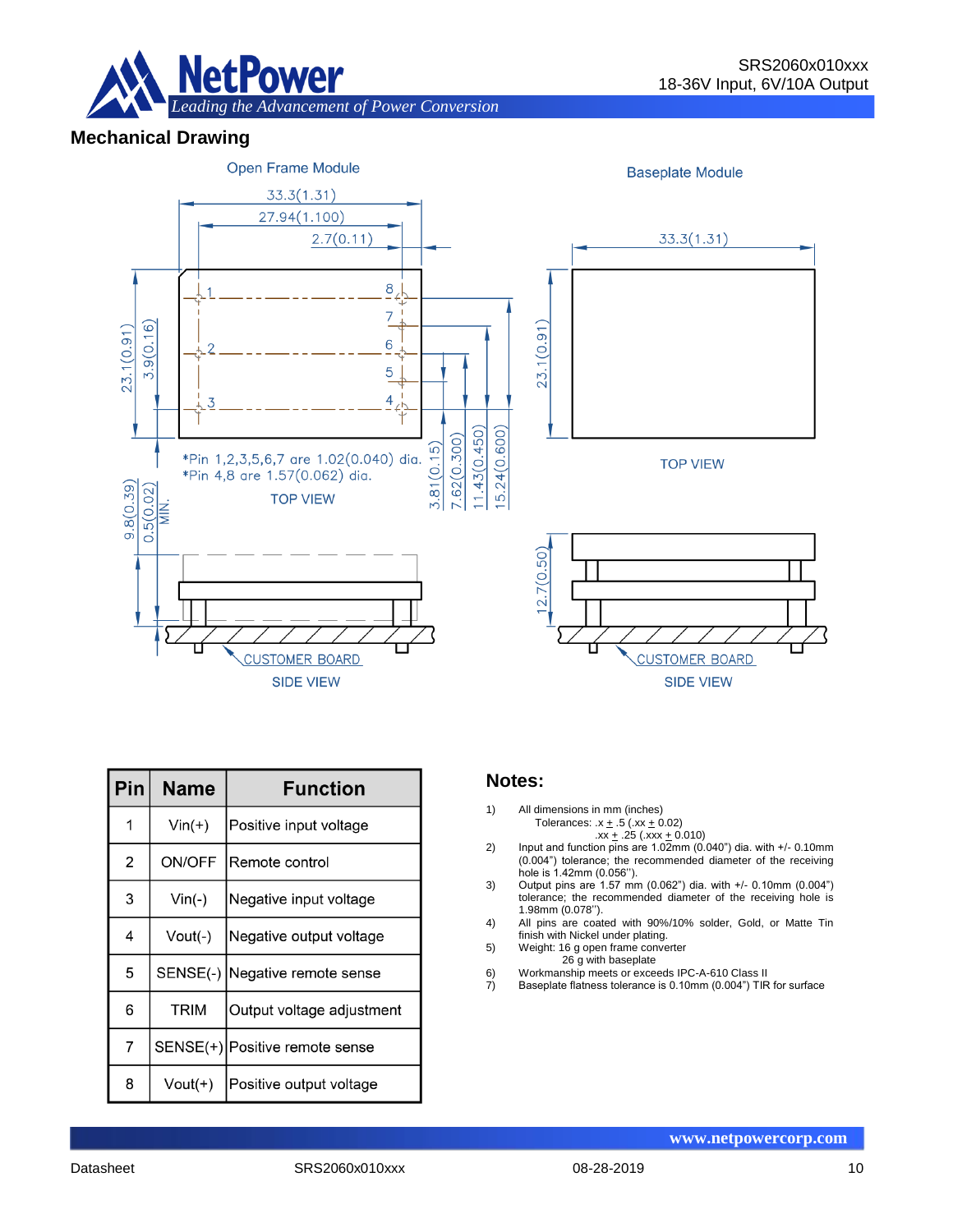## Mechanical Drawing

Open Frame Module

33.3(1.31)
27.94(1.100)
2.7(0.11)
23.1(0.91)
3.9(0.16)
1 2 3 4 5 6 7 8
*Pin 1,2,3,5,6,7 are 1.02(0.040) dia.
*Pin 4,8 are 1.57(0.062) dia.
TOP VIEW
3.81(0.15)
7.62(0.300)
11.43(0.450)
15.24(0.600)
9.8(0.39)
0.5(0.02) MIN.
CUSTOMER BOARD
SIDE VIEW

Baseplate Module

33.3(1.31)
23.1(0.91)
TOP VIEW
12.7(0.50)
CUSTOMER BOARD
SIDE VIEW

| Pin | Name | Function |
| --- | --- | --- |
| 1 | Vin(+) | Positive input voltage |
| 2 | ON/OFF | Remote control |
| 3 | Vin(-) | Negative input voltage |
| 4 | Vout(-) | Negative output voltage |
| 5 | SENSE(-) | Negative remote sense |
| 6 | TRIM | Output voltage adjustment |
| 7 | SENSE(+) | Positive remote sense |
| 8 | Vout(+) | Positive output voltage |

### Notes:

1) All dimensions in mm (inches)
   Tolerances: .x ± .5 (.xx ± 0.02)
   .xx ± .25 (.xxx ± 0.010)
2) Input and function pins are 1.02mm (0.040") dia. with +/- 0.10mm (0.004") tolerance; the recommended diameter of the receiving hole is 1.42mm (0.056'').
3) Output pins are 1.57 mm (0.062") dia. with +/- 0.10mm (0.004") tolerance; the recommended diameter of the receiving hole is 1.98mm (0.078'').
4) All pins are coated with 90%/10% solder, Gold, or Matte Tin finish with Nickel under plating.
5) Weight: 16 g open frame converter
   26 g with baseplate
6) Workmanship meets or exceeds IPC-A-610 Class II
7) Baseplate flatness tolerance is 0.10mm (0.004") TIR for surface